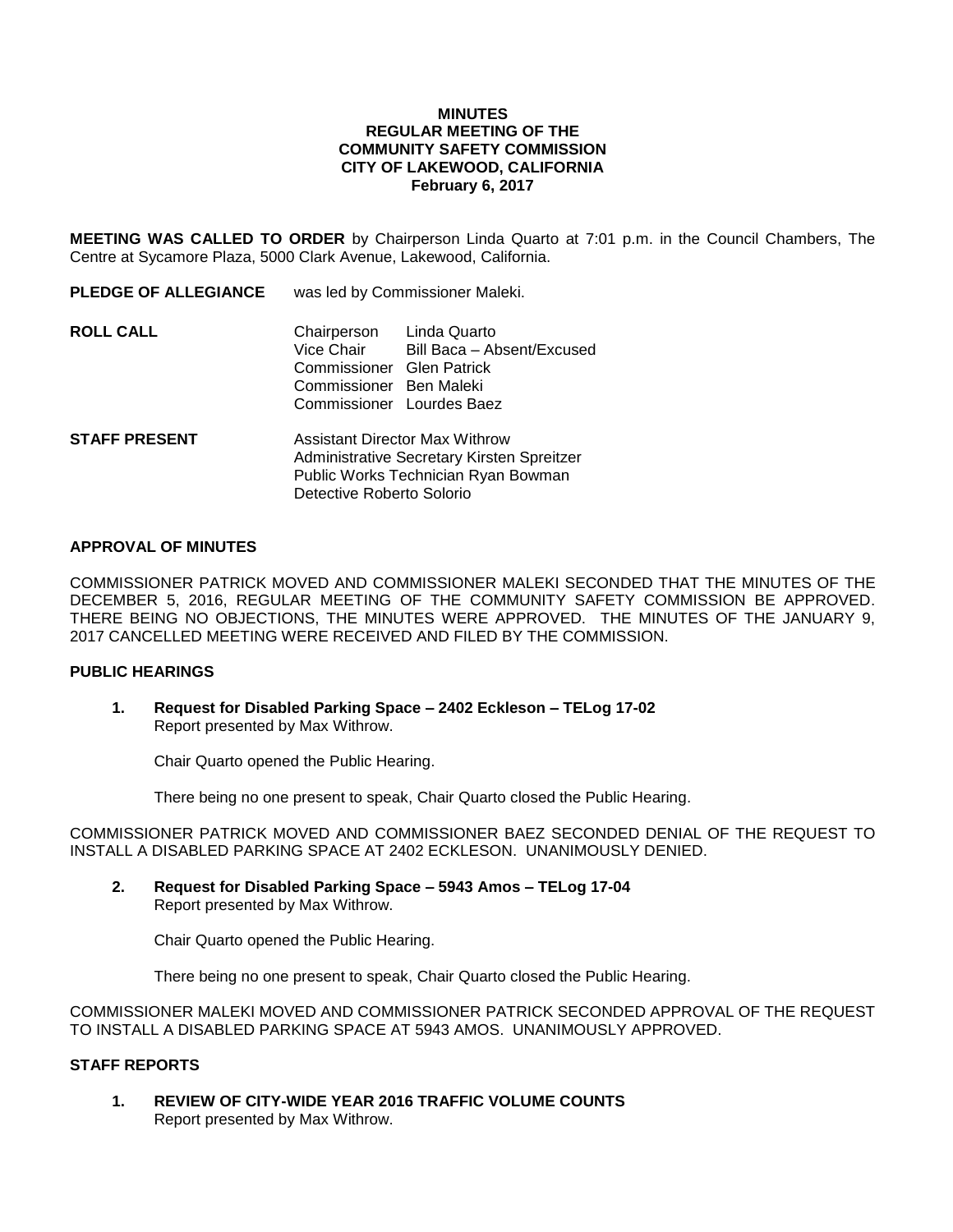**MINUTES**
**REGULAR MEETING OF THE**
**COMMUNITY SAFETY COMMISSION**
**CITY OF LAKEWOOD, CALIFORNIA**
**February 6, 2017**

**MEETING WAS CALLED TO ORDER** by Chairperson Linda Quarto at 7:01 p.m. in the Council Chambers, The Centre at Sycamore Plaza, 5000 Clark Avenue, Lakewood, California.

**PLEDGE OF ALLEGIANCE** was led by Commissioner Maleki.

**ROLL CALL**

Chairperson Linda Quarto
Vice Chair Bill Baca – Absent/Excused
Commissioner Glen Patrick
Commissioner Ben Maleki
Commissioner Lourdes Baez

**STAFF PRESENT**

Assistant Director Max Withrow
Administrative Secretary Kirsten Spreitzer
Public Works Technician Ryan Bowman
Detective Roberto Solorio

**APPROVAL OF MINUTES**

COMMISSIONER PATRICK MOVED AND COMMISSIONER MALEKI SECONDED THAT THE MINUTES OF THE DECEMBER 5, 2016, REGULAR MEETING OF THE COMMUNITY SAFETY COMMISSION BE APPROVED. THERE BEING NO OBJECTIONS, THE MINUTES WERE APPROVED. THE MINUTES OF THE JANUARY 9, 2017 CANCELLED MEETING WERE RECEIVED AND FILED BY THE COMMISSION.

**PUBLIC HEARINGS**

1. **Request for Disabled Parking Space – 2402 Eckleson – TELog 17-02**
   Report presented by Max Withrow.

   Chair Quarto opened the Public Hearing.

   There being no one present to speak, Chair Quarto closed the Public Hearing.

COMMISSIONER PATRICK MOVED AND COMMISSIONER BAEZ SECONDED DENIAL OF THE REQUEST TO INSTALL A DISABLED PARKING SPACE AT 2402 ECKLESON. UNANIMOUSLY DENIED.

2. **Request for Disabled Parking Space – 5943 Amos – TELog 17-04**
   Report presented by Max Withrow.

   Chair Quarto opened the Public Hearing.

   There being no one present to speak, Chair Quarto closed the Public Hearing.

COMMISSIONER MALEKI MOVED AND COMMISSIONER PATRICK SECONDED APPROVAL OF THE REQUEST TO INSTALL A DISABLED PARKING SPACE AT 5943 AMOS. UNANIMOUSLY APPROVED.

**STAFF REPORTS**

1. **REVIEW OF CITY-WIDE YEAR 2016 TRAFFIC VOLUME COUNTS**
   Report presented by Max Withrow.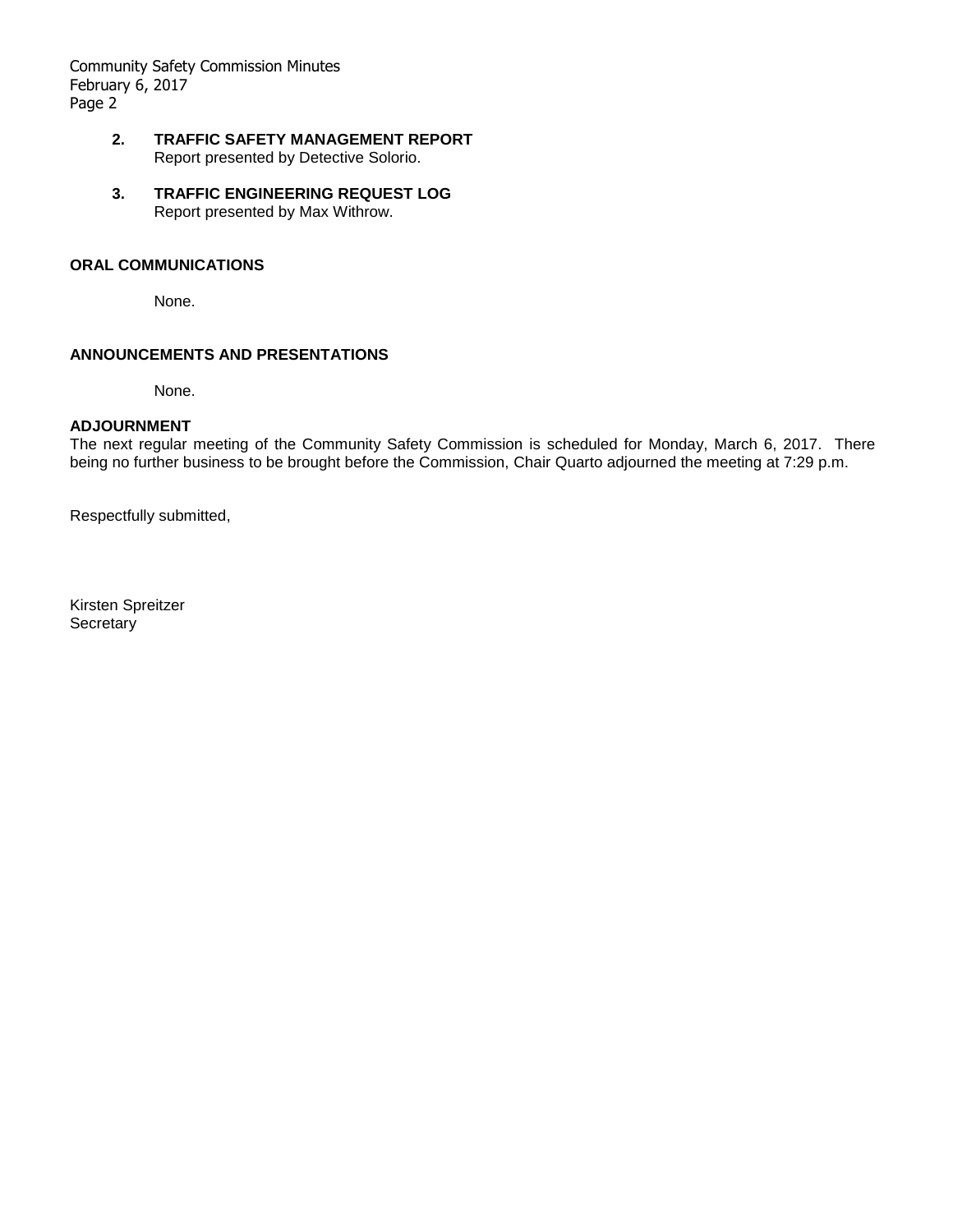**2. TRAFFIC SAFETY MANAGEMENT REPORT**
Report presented by Detective Solorio.

**3. TRAFFIC ENGINEERING REQUEST LOG**
Report presented by Max Withrow.

## ORAL COMMUNICATIONS

None.

## ANNOUNCEMENTS AND PRESENTATIONS

None.

## ADJOURNMENT

The next regular meeting of the Community Safety Commission is scheduled for Monday, March 6, 2017. There being no further business to be brought before the Commission, Chair Quarto adjourned the meeting at 7:29 p.m.

Respectfully submitted,

Kirsten Spreitzer
Secretary